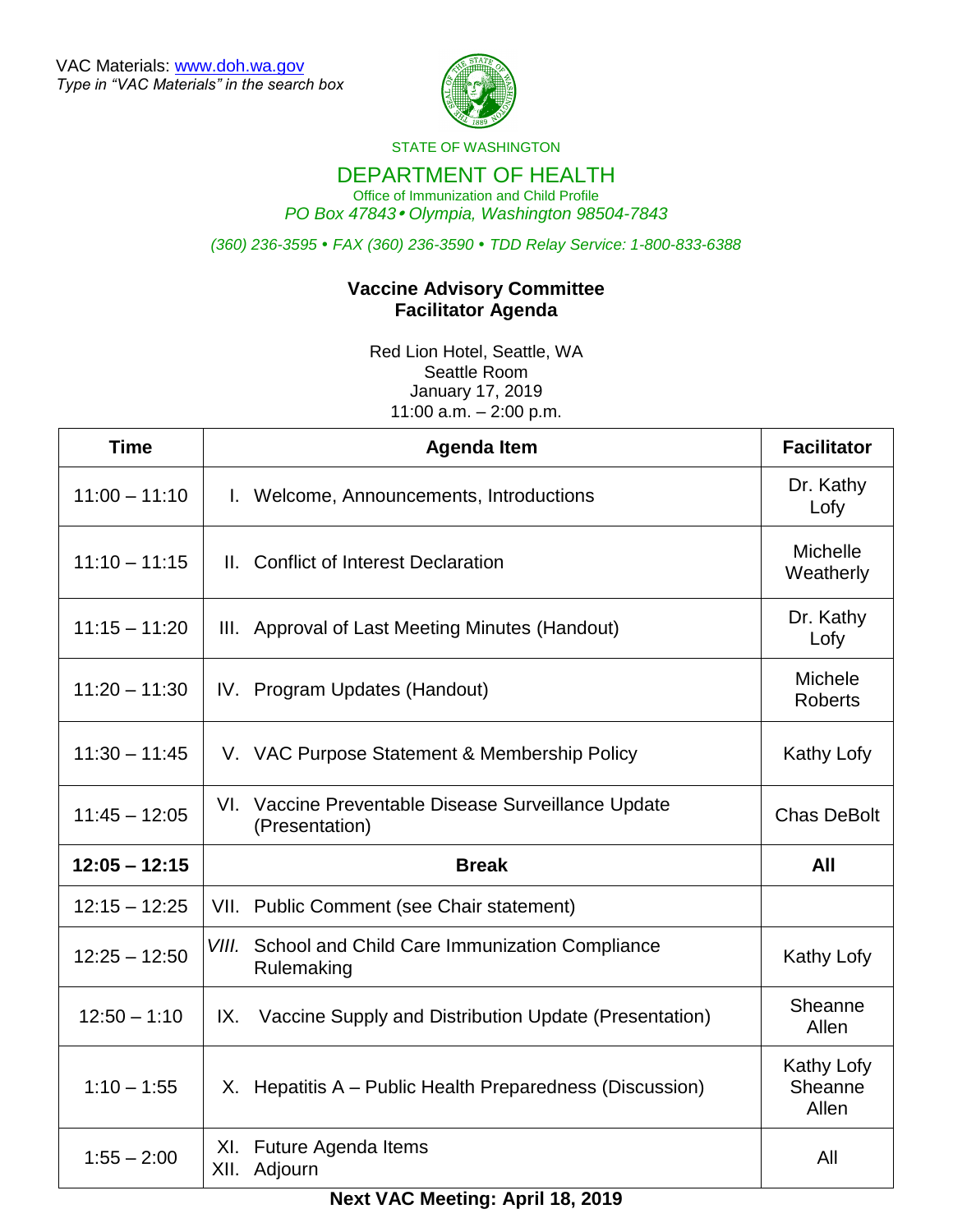VAC Materials: www.doh.wa.gov
*Type in "VAC Materials" in the search box*

STATE OF WASHINGTON

DEPARTMENT OF HEALTH
Office of Immunization and Child Profile
*PO Box 47843 • Olympia, Washington 98504-7843*

*(360) 236-3595 • FAX (360) 236-3590 • TDD Relay Service: 1-800-833-6388*

## Vaccine Advisory Committee
## Facilitator Agenda

Red Lion Hotel, Seattle, WA
Seattle Room
January 17, 2019
11:00 a.m. – 2:00 p.m.

| Time | Agenda Item | Facilitator |
|---|---|---|
| 11:00 – 11:10 | I. Welcome, Announcements, Introductions | Dr. Kathy Lofy |
| 11:10 – 11:15 | II. Conflict of Interest Declaration | Michelle Weatherly |
| 11:15 – 11:20 | III. Approval of Last Meeting Minutes (Handout) | Dr. Kathy Lofy |
| 11:20 – 11:30 | IV. Program Updates (Handout) | Michele Roberts |
| 11:30 – 11:45 | V. VAC Purpose Statement & Membership Policy | Kathy Lofy |
| 11:45 – 12:05 | VI. Vaccine Preventable Disease Surveillance Update (Presentation) | Chas DeBolt |
| **12:05 – 12:15** | **Break** | **All** |
| 12:15 – 12:25 | VII. Public Comment (see Chair statement) | |
| 12:25 – 12:50 | *VIII.* School and Child Care Immunization Compliance Rulemaking | Kathy Lofy |
| 12:50 – 1:10 | IX. Vaccine Supply and Distribution Update (Presentation) | Sheanne Allen |
| 1:10 – 1:55 | X. Hepatitis A – Public Health Preparedness (Discussion) | Kathy Lofy<br>Sheanne Allen |
| 1:55 – 2:00 | XI. Future Agenda Items<br>XII. Adjourn | All |

**Next VAC Meeting: April 18, 2019**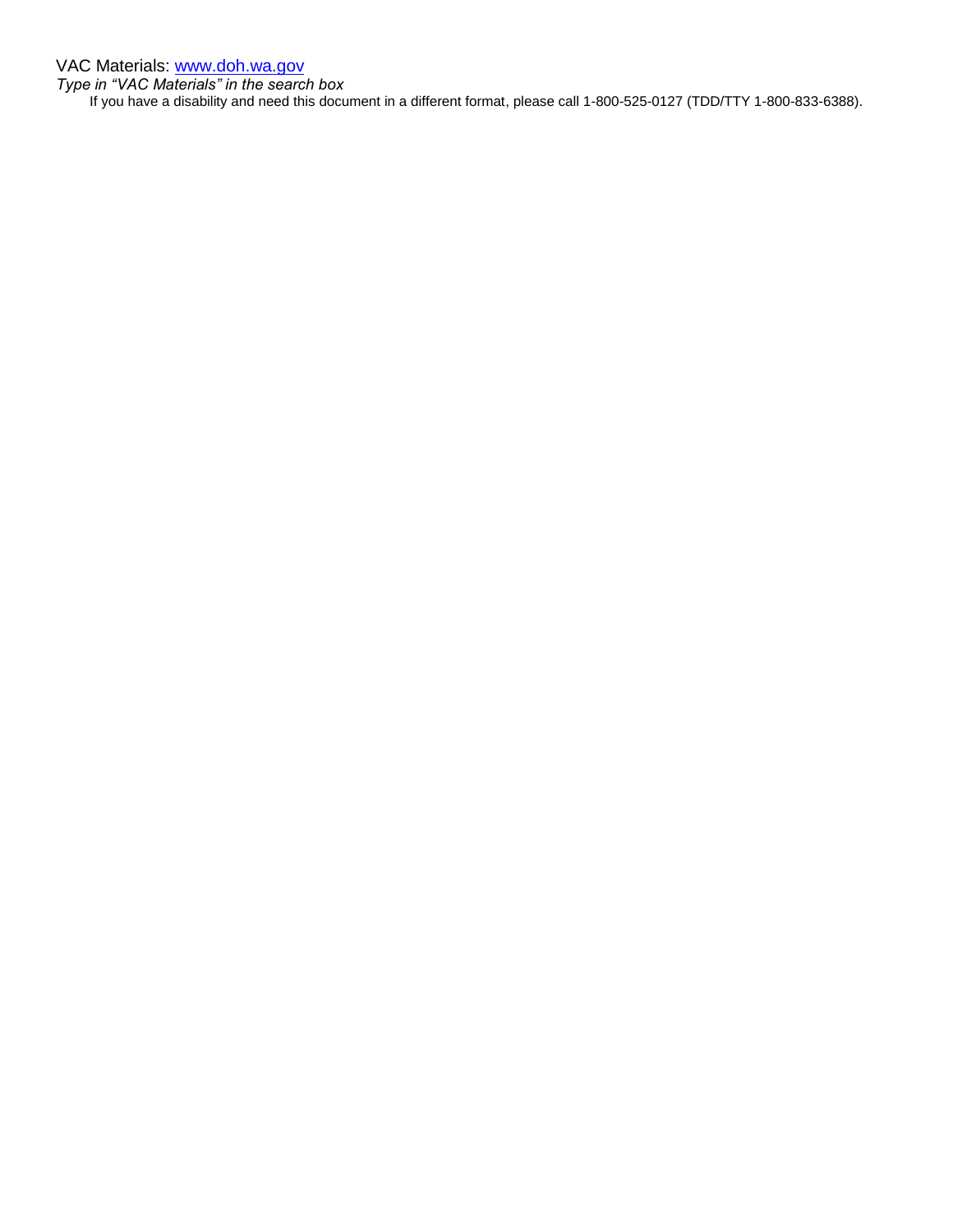VAC Materials: [www.doh.wa.gov](http://www.doh.wa.gov)

*Type in "VAC Materials" in the search box*

If you have a disability and need this document in a different format, please call 1-800-525-0127 (TDD/TTY 1-800-833-6388).